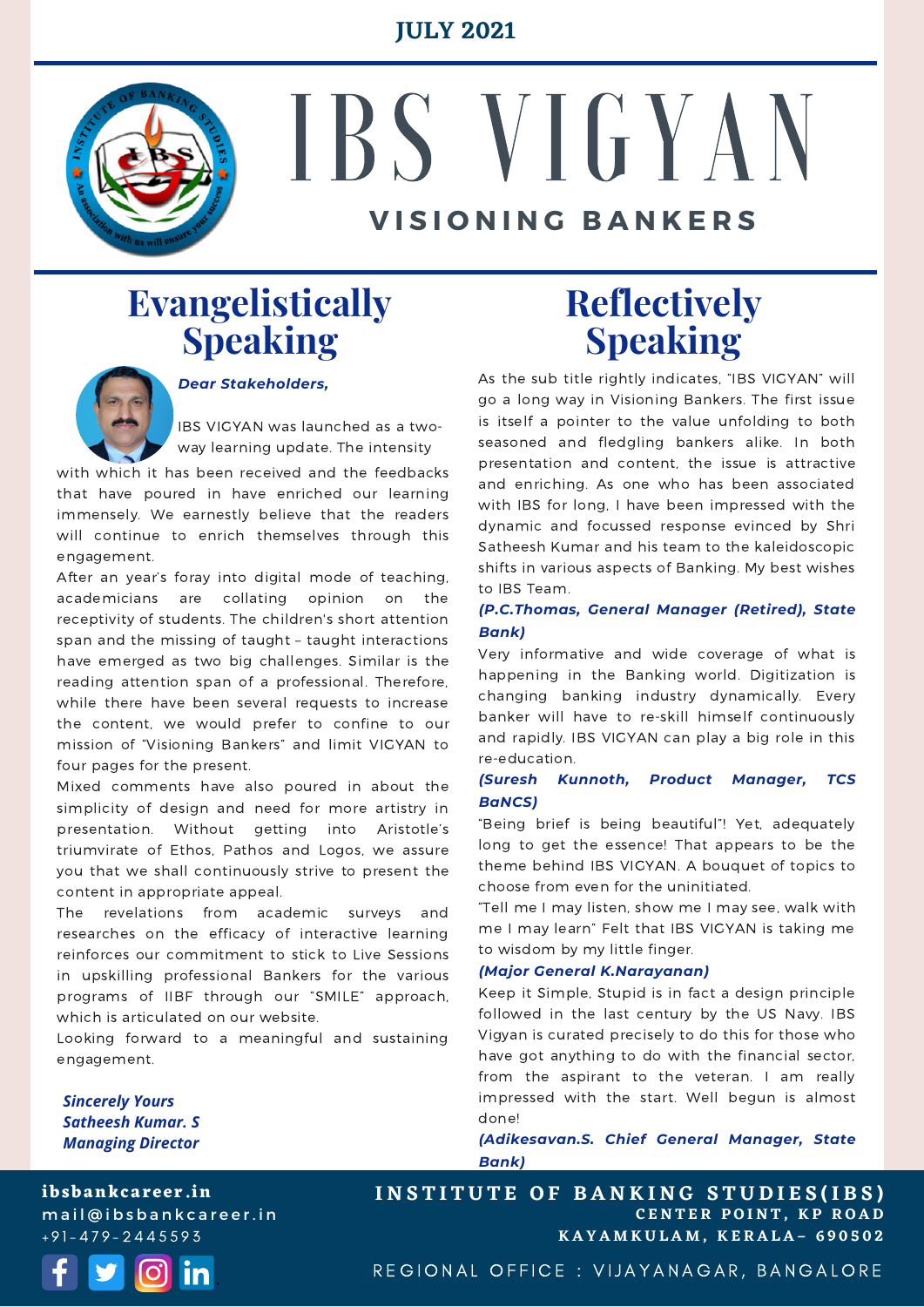JULY 2021

# IBS VIGYAN

## VISIONING BANKERS

## Evangelistically Speaking

***Dear Stakeholders,***

IBS VIGYAN was launched as a two-way learning update. The intensity with which it has been received and the feedbacks that have poured in have enriched our learning immensely. We earnestly believe that the readers will continue to enrich themselves through this engagement.

After an year's foray into digital mode of teaching, academicians are collating opinion on the receptivity of students. The children's short attention span and the missing of taught – taught interactions have emerged as two big challenges. Similar is the reading attention span of a professional. Therefore, while there have been several requests to increase the content, we would prefer to confine to our mission of "Visioning Bankers" and limit VIGYAN to four pages for the present.

Mixed comments have also poured in about the simplicity of design and need for more artistry in presentation. Without getting into Aristotle's triumvirate of Ethos, Pathos and Logos, we assure you that we shall continuously strive to present the content in appropriate appeal.

The revelations from academic surveys and researches on the efficacy of interactive learning reinforces our commitment to stick to Live Sessions in upskilling professional Bankers for the various programs of IIBF through our "SMILE" approach, which is articulated on our website.

Looking forward to a meaningful and sustaining engagement.

***Sincerely Yours***
***Satheesh Kumar. S***
***Managing Director***

## Reflectively Speaking

As the sub title rightly indicates, "IBS VIGYAN" will go a long way in Visioning Bankers. The first issue is itself a pointer to the value unfolding to both seasoned and fledgling bankers alike. In both presentation and content, the issue is attractive and enriching. As one who has been associated with IBS for long, I have been impressed with the dynamic and focussed response evinced by Shri Satheesh Kumar and his team to the kaleidoscopic shifts in various aspects of Banking. My best wishes to IBS Team.

***(P.C.Thomas, General Manager (Retired), State Bank)***

Very informative and wide coverage of what is happening in the Banking world. Digitization is changing banking industry dynamically. Every banker will have to re-skill himself continuously and rapidly. IBS VIGYAN can play a big role in this re-education.

***(Suresh Kunnoth, Product Manager, TCS BaNCS)***

"Being brief is being beautiful"! Yet, adequately long to get the essence! That appears to be the theme behind IBS VIGYAN. A bouquet of topics to choose from even for the uninitiated.

"Tell me I may listen, show me I may see, walk with me I may learn" Felt that IBS VIGYAN is taking me to wisdom by my little finger.

***(Major General K.Narayanan)***

Keep it Simple, Stupid is in fact a design principle followed in the last century by the US Navy. IBS Vigyan is curated precisely to do this for those who have got anything to do with the financial sector, from the aspirant to the veteran. I am really impressed with the start. Well begun is almost done!

***(Adikesavan.S. Chief General Manager, State Bank)***

**ibsbankcareer.in**
mail@ibsbankcareer.in
+91-479-2445593

**INSTITUTE OF BANKING STUDIES(IBS)**
**CENTER POINT, KP ROAD**
**KAYAMKULAM, KERALA– 690502**

REGIONAL OFFICE : VIJAYANAGAR, BANGALORE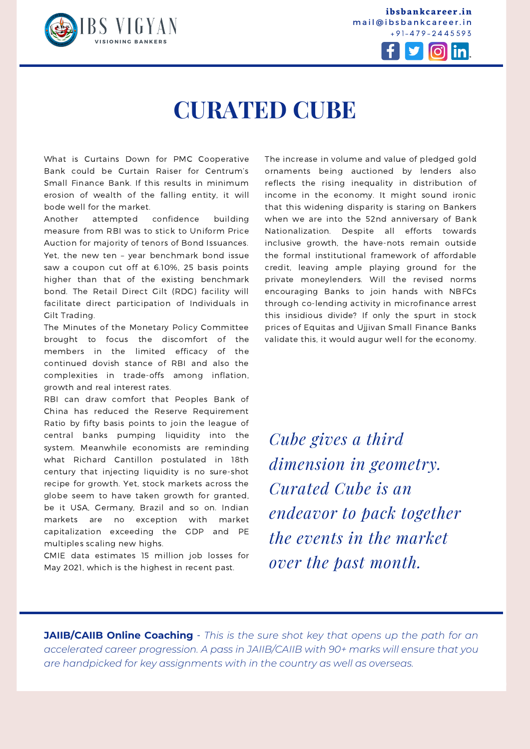# CURATED CUBE

What is Curtains Down for PMC Cooperative Bank could be Curtain Raiser for Centrum's Small Finance Bank. If this results in minimum erosion of wealth of the falling entity, it will bode well for the market.

Another attempted confidence building measure from RBI was to stick to Uniform Price Auction for majority of tenors of Bond Issuances. Yet, the new ten – year benchmark bond issue saw a coupon cut off at 6.10%, 25 basis points higher than that of the existing benchmark bond. The Retail Direct Gilt (RDG) facility will facilitate direct participation of Individuals in Gilt Trading.

The Minutes of the Monetary Policy Committee brought to focus the discomfort of the members in the limited efficacy of the continued dovish stance of RBI and also the complexities in trade-offs among inflation, growth and real interest rates.

RBI can draw comfort that Peoples Bank of China has reduced the Reserve Requirement Ratio by fifty basis points to join the league of central banks pumping liquidity into the system. Meanwhile economists are reminding what Richard Cantillon postulated in 18th century that injecting liquidity is no sure-shot recipe for growth. Yet, stock markets across the globe seem to have taken growth for granted, be it USA, Germany, Brazil and so on. Indian markets are no exception with market capitalization exceeding the GDP and PE multiples scaling new highs.

CMIE data estimates 15 million job losses for May 2021, which is the highest in recent past.

The increase in volume and value of pledged gold ornaments being auctioned by lenders also reflects the rising inequality in distribution of income in the economy. It might sound ironic that this widening disparity is staring on Bankers when we are into the 52nd anniversary of Bank Nationalization. Despite all efforts towards inclusive growth, the have-nots remain outside the formal institutional framework of affordable credit, leaving ample playing ground for the private moneylenders. Will the revised norms encouraging Banks to join hands with NBFCs through co-lending activity in microfinance arrest this insidious divide? If only the spurt in stock prices of Equitas and Ujjivan Small Finance Banks validate this, it would augur well for the economy.

*Cube gives a third dimension in geometry. Curated Cube is an endeavor to pack together the events in the market over the past month.*

**JAIIB/CAIIB Online Coaching** - *This is the sure shot key that opens up the path for an accelerated career progression. A pass in JAIIB/CAIIB with 90+ marks will ensure that you are handpicked for key assignments with in the country as well as overseas.*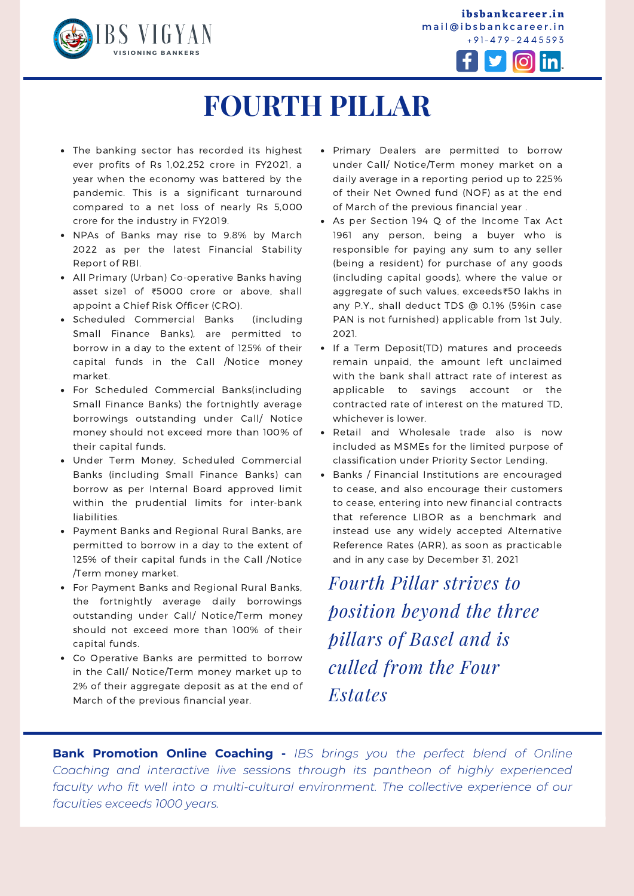# FOURTH PILLAR

- The banking sector has recorded its highest ever profits of Rs 1,02,252 crore in FY2021, a year when the economy was battered by the pandemic. This is a significant turnaround compared to a net loss of nearly Rs 5,000 crore for the industry in FY2019.
- NPAs of Banks may rise to 9.8% by March 2022 as per the latest Financial Stability Report of RBI.
- All Primary (Urban) Co-operative Banks having asset size1 of ₹5000 crore or above, shall appoint a Chief Risk Officer (CRO).
- Scheduled Commercial Banks (including Small Finance Banks), are permitted to borrow in a day to the extent of 125% of their capital funds in the Call /Notice money market.
- For Scheduled Commercial Banks(including Small Finance Banks) the fortnightly average borrowings outstanding under Call/ Notice money should not exceed more than 100% of their capital funds.
- Under Term Money, Scheduled Commercial Banks (including Small Finance Banks) can borrow as per Internal Board approved limit within the prudential limits for inter-bank liabilities.
- Payment Banks and Regional Rural Banks, are permitted to borrow in a day to the extent of 125% of their capital funds in the Call /Notice /Term money market.
- For Payment Banks and Regional Rural Banks, the fortnightly average daily borrowings outstanding under Call/ Notice/Term money should not exceed more than 100% of their capital funds.
- Co Operative Banks are permitted to borrow in the Call/ Notice/Term money market up to 2% of their aggregate deposit as at the end of March of the previous financial year.
- Primary Dealers are permitted to borrow under Call/ Notice/Term money market on a daily average in a reporting period up to 225% of their Net Owned fund (NOF) as at the end of March of the previous financial year .
- As per Section 194 Q of the Income Tax Act 1961 any person, being a buyer who is responsible for paying any sum to any seller (being a resident) for purchase of any goods (including capital goods), where the value or aggregate of such values, exceeds₹50 lakhs in any P.Y., shall deduct TDS @ 0.1% (5%in case PAN is not furnished) applicable from 1st July, 2021.
- If a Term Deposit(TD) matures and proceeds remain unpaid, the amount left unclaimed with the bank shall attract rate of interest as applicable to savings account or the contracted rate of interest on the matured TD, whichever is lower.
- Retail and Wholesale trade also is now included as MSMEs for the limited purpose of classification under Priority Sector Lending.
- Banks / Financial Institutions are encouraged to cease, and also encourage their customers to cease, entering into new financial contracts that reference LIBOR as a benchmark and instead use any widely accepted Alternative Reference Rates (ARR), as soon as practicable and in any case by December 31, 2021

*Fourth Pillar strives to position beyond the three pillars of Basel and is culled from the Four Estates*

**Bank Promotion Online Coaching -** *IBS brings you the perfect blend of Online Coaching and interactive live sessions through its pantheon of highly experienced faculty who fit well into a multi-cultural environment. The collective experience of our faculties exceeds 1000 years.*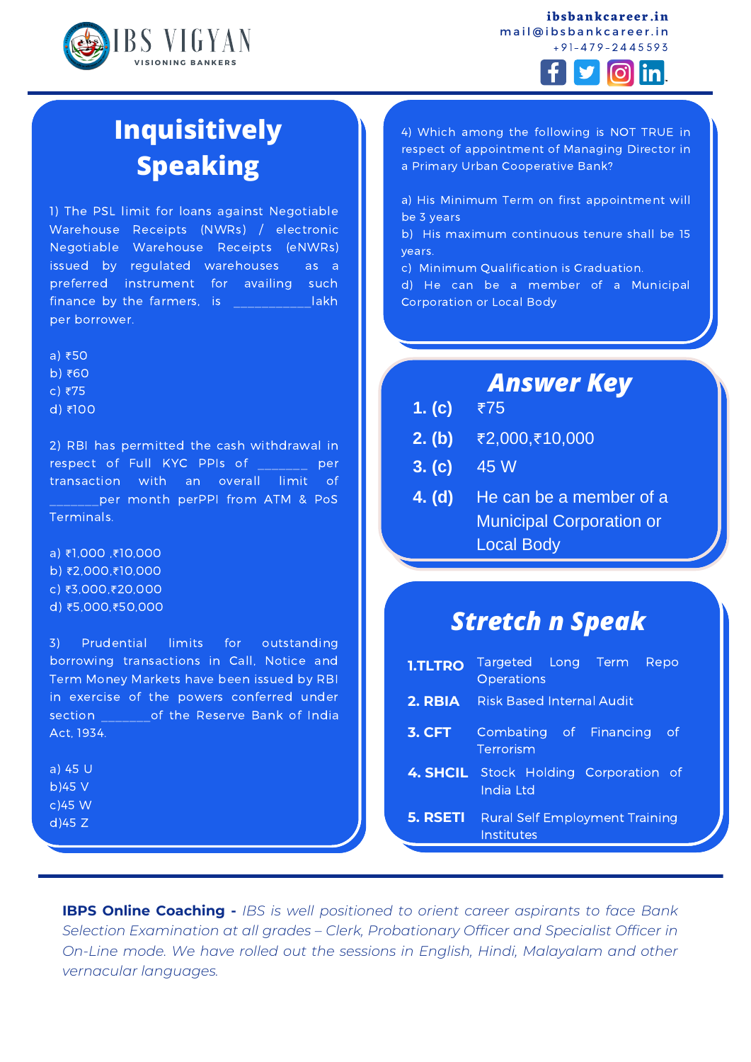# Inquisitively Speaking

1) The PSL limit for loans against Negotiable Warehouse Receipts (NWRs) / electronic Negotiable Warehouse Receipts (eNWRs) issued by regulated warehouses as a preferred instrument for availing such finance by the farmers, is ___________lakh per borrower.

a) ₹50
b) ₹60
c) ₹75
d) ₹100

2) RBI has permitted the cash withdrawal in respect of Full KYC PPIs of _______ per transaction with an overall limit of _______per month perPPI from ATM & PoS Terminals.

a) ₹1,000 ,₹10,000
b) ₹2,000,₹10,000
c) ₹3,000,₹20,000
d) ₹5,000,₹50,000

3) Prudential limits for outstanding borrowing transactions in Call, Notice and Term Money Markets have been issued by RBI in exercise of the powers conferred under section _______of the Reserve Bank of India Act, 1934.

a) 45 U
b)45 V
c)45 W
d)45 Z

4) Which among the following is NOT TRUE in respect of appointment of Managing Director in a Primary Urban Cooperative Bank?

a) His Minimum Term on first appointment will be 3 years
b) His maximum continuous tenure shall be 15 years.
c) Minimum Qualification is Graduation.
d) He can be a member of a Municipal Corporation or Local Body

## Answer Key

1. (c) ₹75
2. (b) ₹2,000,₹10,000
3. (c) 45 W
4. (d) He can be a member of a Municipal Corporation or Local Body

## Stretch n Speak

| | |
|---|---|
| **1.TLTRO** | Targeted Long Term Repo Operations |
| **2. RBIA** | Risk Based Internal Audit |
| **3. CFT** | Combating of Financing of Terrorism |
| **4. SHCIL** | Stock Holding Corporation of India Ltd |
| **5. RSETI** | Rural Self Employment Training Institutes |

**IBPS Online Coaching -** *IBS is well positioned to orient career aspirants to face Bank Selection Examination at all grades – Clerk, Probationary Officer and Specialist Officer in On-Line mode. We have rolled out the sessions in English, Hindi, Malayalam and other vernacular languages.*